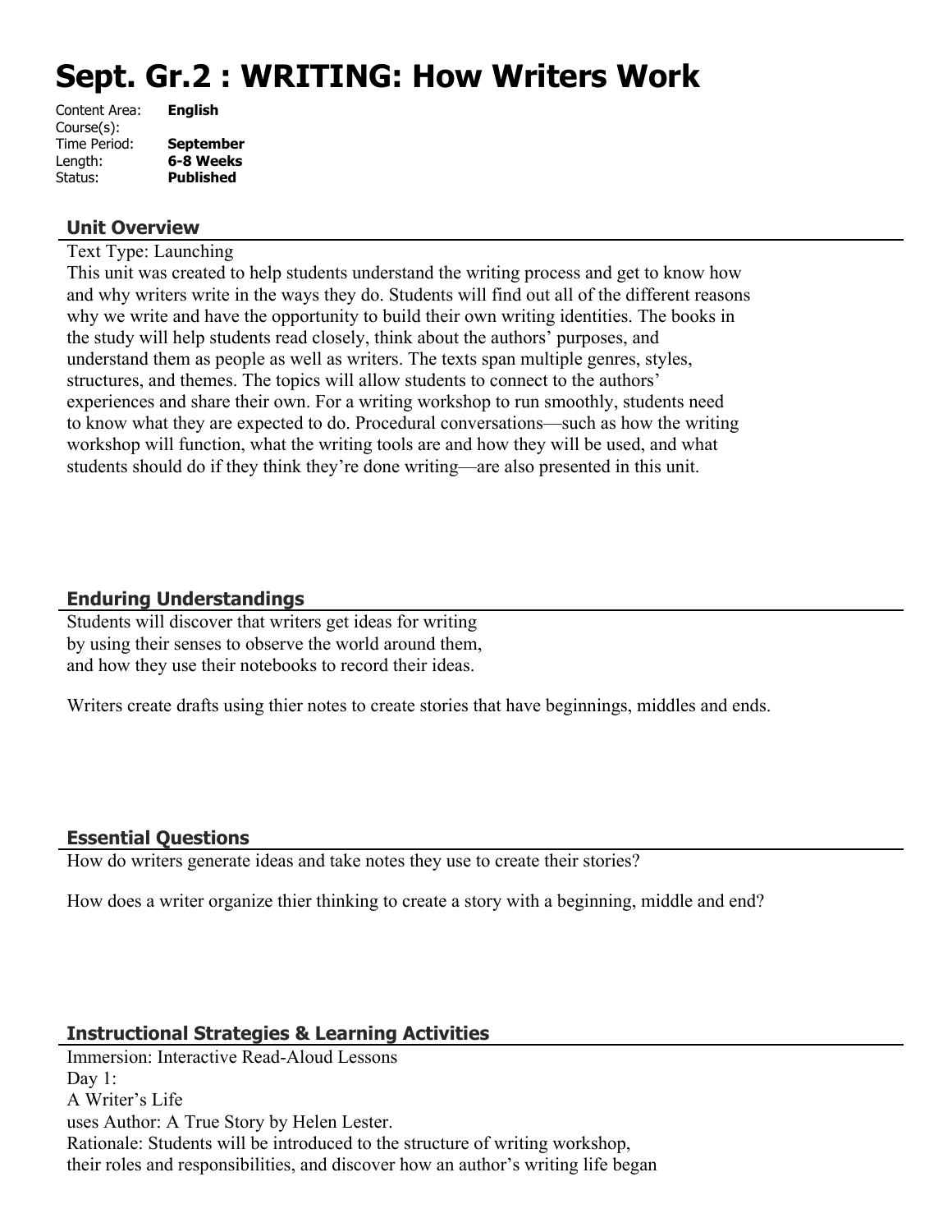# Sept. Gr.2 : WRITING: How Writers Work

| | |
|---|---|
| Content Area: | **English** |
| Course(s): | |
| Time Period: | **September** |
| Length: | **6-8 Weeks** |
| Status: | **Published** |

## Unit Overview

Text Type: Launching
This unit was created to help students understand the writing process and get to know how and why writers write in the ways they do. Students will find out all of the different reasons why we write and have the opportunity to build their own writing identities. The books in the study will help students read closely, think about the authors' purposes, and understand them as people as well as writers. The texts span multiple genres, styles, structures, and themes. The topics will allow students to connect to the authors' experiences and share their own. For a writing workshop to run smoothly, students need to know what they are expected to do. Procedural conversations—such as how the writing workshop will function, what the writing tools are and how they will be used, and what students should do if they think they're done writing—are also presented in this unit.

## Enduring Understandings

Students will discover that writers get ideas for writing by using their senses to observe the world around them, and how they use their notebooks to record their ideas.

Writers create drafts using thier notes to create stories that have beginnings, middles and ends.

## Essential Questions

How do writers generate ideas and take notes they use to create their stories?

How does a writer organize thier thinking to create a story with a beginning, middle and end?

## Instructional Strategies & Learning Activities

Immersion: Interactive Read-Aloud Lessons
Day 1:
A Writer's Life
uses Author: A True Story by Helen Lester.
Rationale: Students will be introduced to the structure of writing workshop, their roles and responsibilities, and discover how an author's writing life began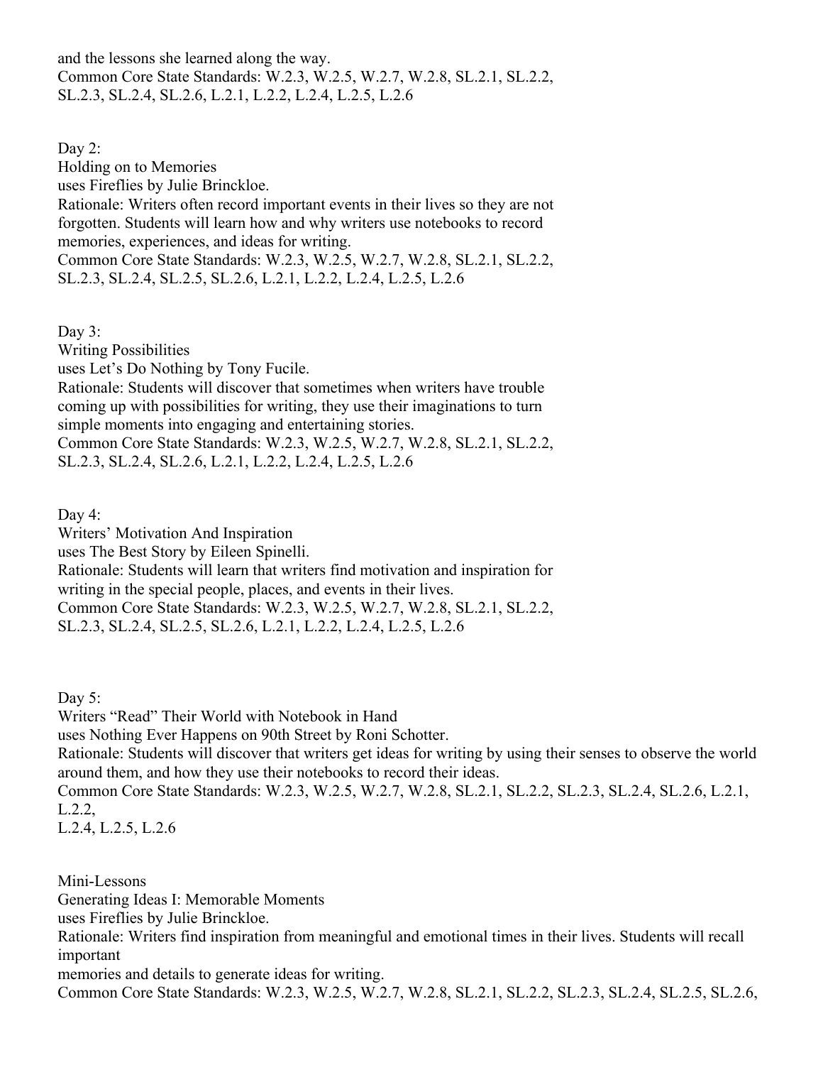and the lessons she learned along the way.
Common Core State Standards: W.2.3, W.2.5, W.2.7, W.2.8, SL.2.1, SL.2.2, SL.2.3, SL.2.4, SL.2.6, L.2.1, L.2.2, L.2.4, L.2.5, L.2.6

Day 2:
Holding on to Memories
uses Fireflies by Julie Brinckloe.
Rationale: Writers often record important events in their lives so they are not forgotten. Students will learn how and why writers use notebooks to record memories, experiences, and ideas for writing.
Common Core State Standards: W.2.3, W.2.5, W.2.7, W.2.8, SL.2.1, SL.2.2, SL.2.3, SL.2.4, SL.2.5, SL.2.6, L.2.1, L.2.2, L.2.4, L.2.5, L.2.6

Day 3:
Writing Possibilities
uses Let's Do Nothing by Tony Fucile.
Rationale: Students will discover that sometimes when writers have trouble coming up with possibilities for writing, they use their imaginations to turn simple moments into engaging and entertaining stories.
Common Core State Standards: W.2.3, W.2.5, W.2.7, W.2.8, SL.2.1, SL.2.2, SL.2.3, SL.2.4, SL.2.6, L.2.1, L.2.2, L.2.4, L.2.5, L.2.6

Day 4:
Writers' Motivation And Inspiration
uses The Best Story by Eileen Spinelli.
Rationale: Students will learn that writers find motivation and inspiration for writing in the special people, places, and events in their lives.
Common Core State Standards: W.2.3, W.2.5, W.2.7, W.2.8, SL.2.1, SL.2.2, SL.2.3, SL.2.4, SL.2.5, SL.2.6, L.2.1, L.2.2, L.2.4, L.2.5, L.2.6

Day 5:
Writers "Read" Their World with Notebook in Hand
uses Nothing Ever Happens on 90th Street by Roni Schotter.
Rationale: Students will discover that writers get ideas for writing by using their senses to observe the world around them, and how they use their notebooks to record their ideas.
Common Core State Standards: W.2.3, W.2.5, W.2.7, W.2.8, SL.2.1, SL.2.2, SL.2.3, SL.2.4, SL.2.6, L.2.1, L.2.2,
L.2.4, L.2.5, L.2.6

Mini-Lessons
Generating Ideas I: Memorable Moments
uses Fireflies by Julie Brinckloe.
Rationale: Writers find inspiration from meaningful and emotional times in their lives. Students will recall important
memories and details to generate ideas for writing.
Common Core State Standards: W.2.3, W.2.5, W.2.7, W.2.8, SL.2.1, SL.2.2, SL.2.3, SL.2.4, SL.2.5, SL.2.6,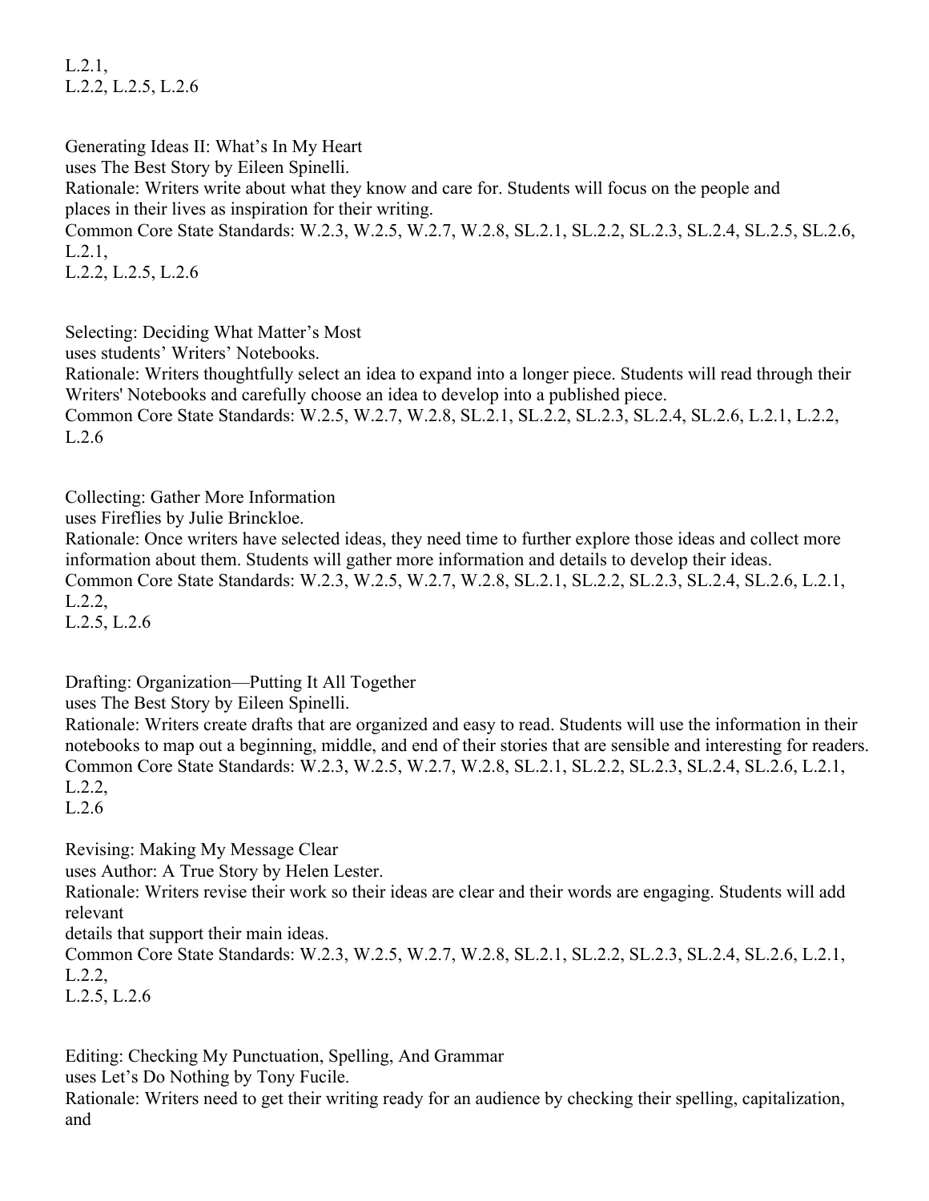L.2.1,
L.2.2, L.2.5, L.2.6

Generating Ideas II: What's In My Heart
uses The Best Story by Eileen Spinelli.
Rationale: Writers write about what they know and care for. Students will focus on the people and places in their lives as inspiration for their writing.
Common Core State Standards: W.2.3, W.2.5, W.2.7, W.2.8, SL.2.1, SL.2.2, SL.2.3, SL.2.4, SL.2.5, SL.2.6, L.2.1,
L.2.2, L.2.5, L.2.6

Selecting: Deciding What Matter's Most
uses students' Writers' Notebooks.
Rationale: Writers thoughtfully select an idea to expand into a longer piece. Students will read through their Writers' Notebooks and carefully choose an idea to develop into a published piece.
Common Core State Standards: W.2.5, W.2.7, W.2.8, SL.2.1, SL.2.2, SL.2.3, SL.2.4, SL.2.6, L.2.1, L.2.2, L.2.6

Collecting: Gather More Information
uses Fireflies by Julie Brinckloe.
Rationale: Once writers have selected ideas, they need time to further explore those ideas and collect more information about them. Students will gather more information and details to develop their ideas.
Common Core State Standards: W.2.3, W.2.5, W.2.7, W.2.8, SL.2.1, SL.2.2, SL.2.3, SL.2.4, SL.2.6, L.2.1, L.2.2,
L.2.5, L.2.6

Drafting: Organization—Putting It All Together
uses The Best Story by Eileen Spinelli.
Rationale: Writers create drafts that are organized and easy to read. Students will use the information in their notebooks to map out a beginning, middle, and end of their stories that are sensible and interesting for readers.
Common Core State Standards: W.2.3, W.2.5, W.2.7, W.2.8, SL.2.1, SL.2.2, SL.2.3, SL.2.4, SL.2.6, L.2.1, L.2.2,
L.2.6

Revising: Making My Message Clear
uses Author: A True Story by Helen Lester.
Rationale: Writers revise their work so their ideas are clear and their words are engaging. Students will add relevant
details that support their main ideas.
Common Core State Standards: W.2.3, W.2.5, W.2.7, W.2.8, SL.2.1, SL.2.2, SL.2.3, SL.2.4, SL.2.6, L.2.1, L.2.2,
L.2.5, L.2.6

Editing: Checking My Punctuation, Spelling, And Grammar
uses Let's Do Nothing by Tony Fucile.
Rationale: Writers need to get their writing ready for an audience by checking their spelling, capitalization, and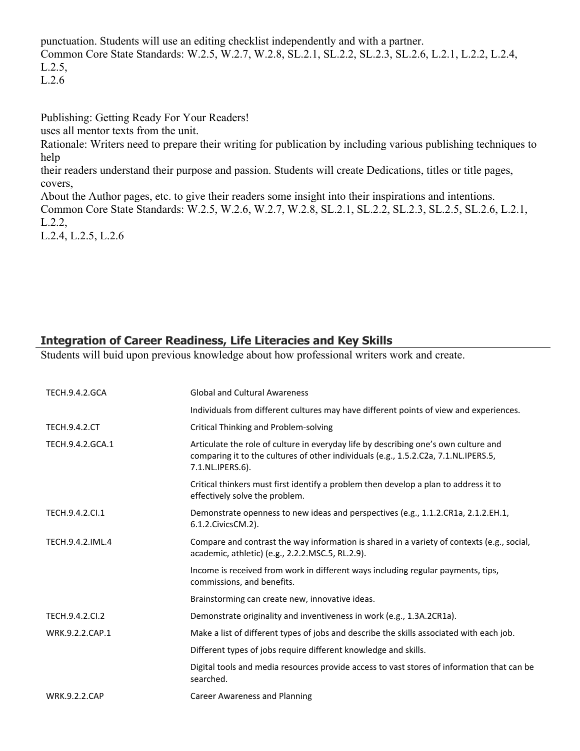punctuation. Students will use an editing checklist independently and with a partner.
Common Core State Standards: W.2.5, W.2.7, W.2.8, SL.2.1, SL.2.2, SL.2.3, SL.2.6, L.2.1, L.2.2, L.2.4, L.2.5,
L.2.6

Publishing: Getting Ready For Your Readers!
uses all mentor texts from the unit.
Rationale: Writers need to prepare their writing for publication by including various publishing techniques to help
their readers understand their purpose and passion. Students will create Dedications, titles or title pages, covers,
About the Author pages, etc. to give their readers some insight into their inspirations and intentions.
Common Core State Standards: W.2.5, W.2.6, W.2.7, W.2.8, SL.2.1, SL.2.2, SL.2.3, SL.2.5, SL.2.6, L.2.1, L.2.2,
L.2.4, L.2.5, L.2.6

## Integration of Career Readiness, Life Literacies and Key Skills

Students will buid upon previous knowledge about how professional writers work and create.

| | |
|---|---|
| TECH.9.4.2.GCA | Global and Cultural Awareness |
| | Individuals from different cultures may have different points of view and experiences. |
| TECH.9.4.2.CT | Critical Thinking and Problem-solving |
| TECH.9.4.2.GCA.1 | Articulate the role of culture in everyday life by describing one's own culture and comparing it to the cultures of other individuals (e.g., 1.5.2.C2a, 7.1.NL.IPERS.5, 7.1.NL.IPERS.6). |
| | Critical thinkers must first identify a problem then develop a plan to address it to effectively solve the problem. |
| TECH.9.4.2.CI.1 | Demonstrate openness to new ideas and perspectives (e.g., 1.1.2.CR1a, 2.1.2.EH.1, 6.1.2.CivicsCM.2). |
| TECH.9.4.2.IML.4 | Compare and contrast the way information is shared in a variety of contexts (e.g., social, academic, athletic) (e.g., 2.2.2.MSC.5, RL.2.9). |
| | Income is received from work in different ways including regular payments, tips, commissions, and benefits. |
| | Brainstorming can create new, innovative ideas. |
| TECH.9.4.2.CI.2 | Demonstrate originality and inventiveness in work (e.g., 1.3A.2CR1a). |
| WRK.9.2.2.CAP.1 | Make a list of different types of jobs and describe the skills associated with each job. |
| | Different types of jobs require different knowledge and skills. |
| | Digital tools and media resources provide access to vast stores of information that can be searched. |
| WRK.9.2.2.CAP | Career Awareness and Planning |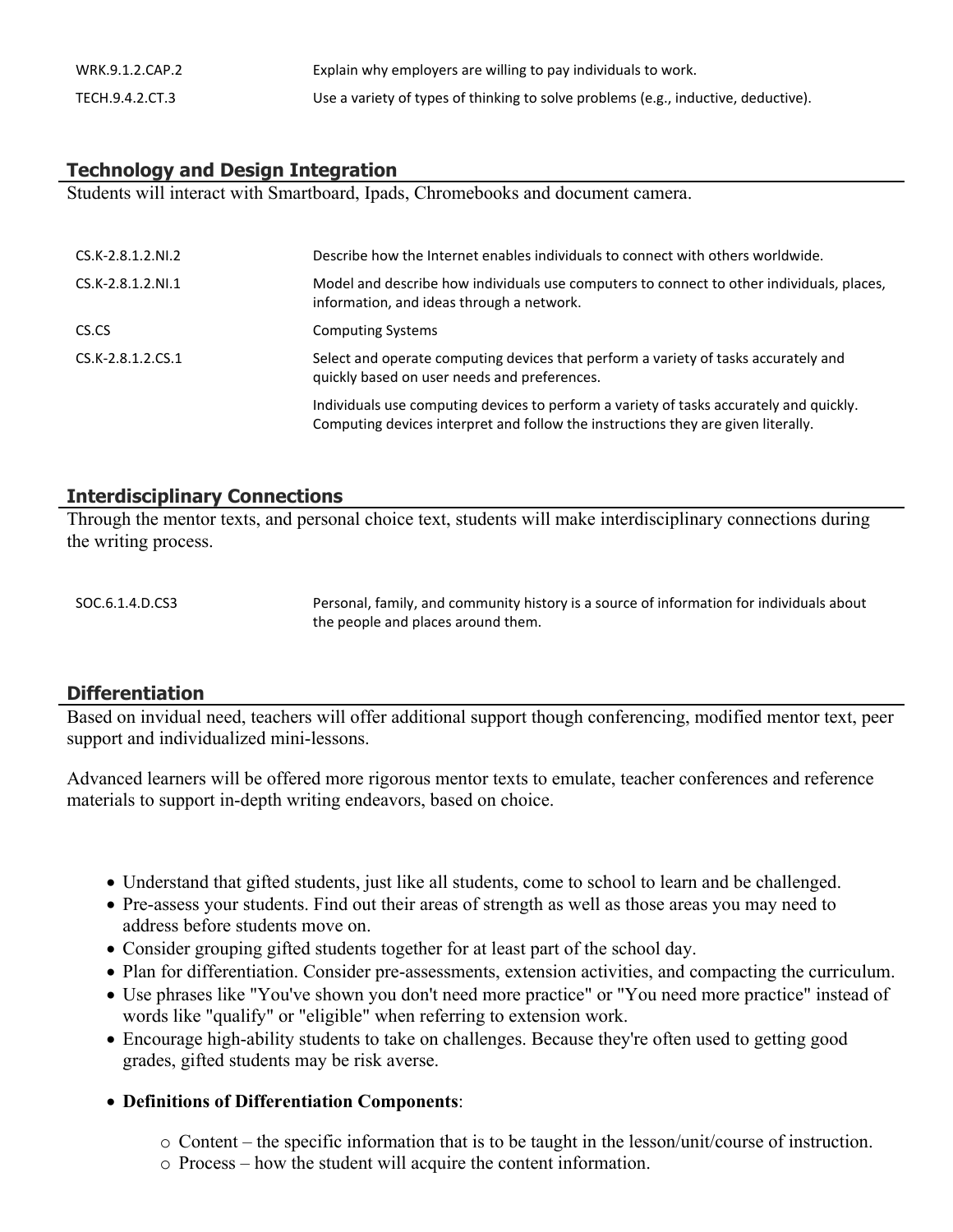| | |
|---|---|
| WRK.9.1.2.CAP.2 | Explain why employers are willing to pay individuals to work. |
| TECH.9.4.2.CT.3 | Use a variety of types of thinking to solve problems (e.g., inductive, deductive). |

## Technology and Design Integration

Students will interact with Smartboard, Ipads, Chromebooks and document camera.

| | |
|---|---|
| CS.K-2.8.1.2.NI.2 | Describe how the Internet enables individuals to connect with others worldwide. |
| CS.K-2.8.1.2.NI.1 | Model and describe how individuals use computers to connect to other individuals, places, information, and ideas through a network. |
| CS.CS | Computing Systems |
| CS.K-2.8.1.2.CS.1 | Select and operate computing devices that perform a variety of tasks accurately and quickly based on user needs and preferences. |
| | Individuals use computing devices to perform a variety of tasks accurately and quickly. Computing devices interpret and follow the instructions they are given literally. |

## Interdisciplinary Connections

Through the mentor texts, and personal choice text, students will make interdisciplinary connections during the writing process.

| | |
|---|---|
| SOC.6.1.4.D.CS3 | Personal, family, and community history is a source of information for individuals about the people and places around them. |

## Differentiation

Based on invidual need, teachers will offer additional support though conferencing, modified mentor text, peer support and individualized mini-lessons.

Advanced learners will be offered more rigorous mentor texts to emulate, teacher conferences and reference materials to support in-depth writing endeavors, based on choice.

- Understand that gifted students, just like all students, come to school to learn and be challenged.
- Pre-assess your students. Find out their areas of strength as well as those areas you may need to address before students move on.
- Consider grouping gifted students together for at least part of the school day.
- Plan for differentiation. Consider pre-assessments, extension activities, and compacting the curriculum.
- Use phrases like "You've shown you don't need more practice" or "You need more practice" instead of words like "qualify" or "eligible" when referring to extension work.
- Encourage high-ability students to take on challenges. Because they're often used to getting good grades, gifted students may be risk averse.
- **Definitions of Differentiation Components**:
  - Content – the specific information that is to be taught in the lesson/unit/course of instruction.
  - Process – how the student will acquire the content information.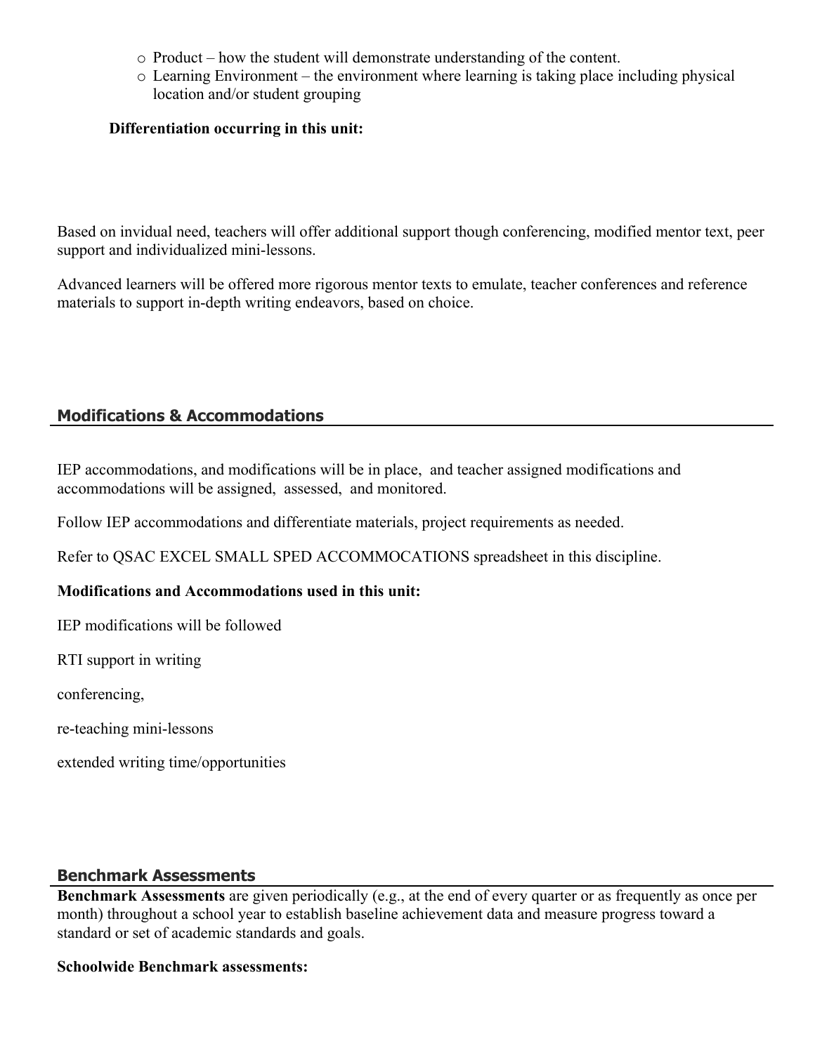- Product – how the student will demonstrate understanding of the content.
- Learning Environment – the environment where learning is taking place including physical location and/or student grouping

**Differentiation occurring in this unit:**

Based on invidual need, teachers will offer additional support though conferencing, modified mentor text, peer support and individualized mini-lessons.

Advanced learners will be offered more rigorous mentor texts to emulate, teacher conferences and reference materials to support in-depth writing endeavors, based on choice.

## Modifications & Accommodations

IEP accommodations, and modifications will be in place, and teacher assigned modifications and accommodations will be assigned, assessed, and monitored.

Follow IEP accommodations and differentiate materials, project requirements as needed.

Refer to QSAC EXCEL SMALL SPED ACCOMMOCATIONS spreadsheet in this discipline.

**Modifications and Accommodations used in this unit:**

IEP modifications will be followed

RTI support in writing

conferencing,

re-teaching mini-lessons

extended writing time/opportunities

## Benchmark Assessments

**Benchmark Assessments** are given periodically (e.g., at the end of every quarter or as frequently as once per month) throughout a school year to establish baseline achievement data and measure progress toward a standard or set of academic standards and goals.

**Schoolwide Benchmark assessments:**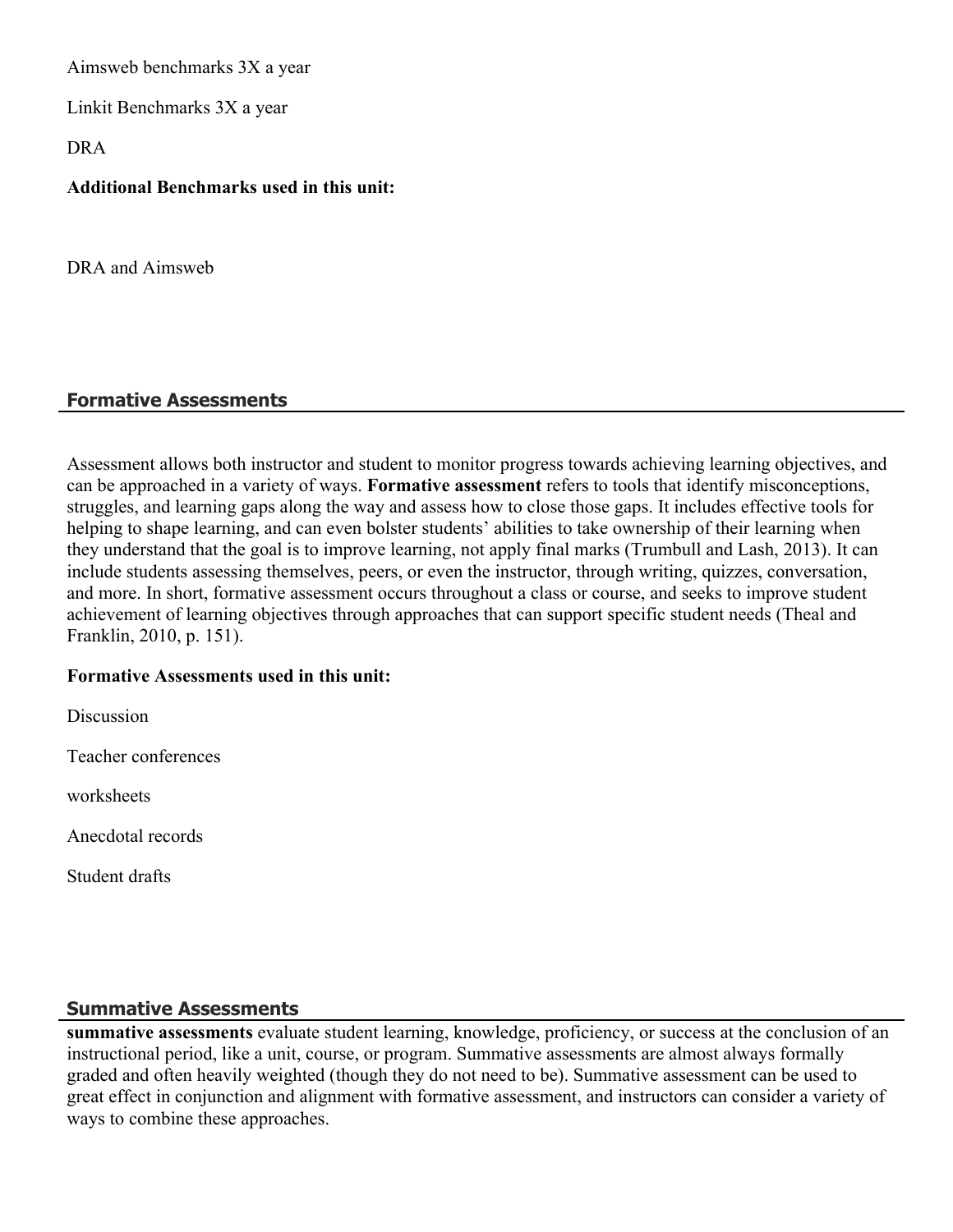Aimsweb benchmarks 3X a year

Linkit Benchmarks 3X a year

DRA

**Additional Benchmarks used in this unit:**

DRA and Aimsweb

## Formative Assessments

Assessment allows both instructor and student to monitor progress towards achieving learning objectives, and can be approached in a variety of ways. **Formative assessment** refers to tools that identify misconceptions, struggles, and learning gaps along the way and assess how to close those gaps. It includes effective tools for helping to shape learning, and can even bolster students' abilities to take ownership of their learning when they understand that the goal is to improve learning, not apply final marks (Trumbull and Lash, 2013). It can include students assessing themselves, peers, or even the instructor, through writing, quizzes, conversation, and more. In short, formative assessment occurs throughout a class or course, and seeks to improve student achievement of learning objectives through approaches that can support specific student needs (Theal and Franklin, 2010, p. 151).

**Formative Assessments used in this unit:**

Discussion

Teacher conferences

worksheets

Anecdotal records

Student drafts

## Summative Assessments

**summative assessments** evaluate student learning, knowledge, proficiency, or success at the conclusion of an instructional period, like a unit, course, or program. Summative assessments are almost always formally graded and often heavily weighted (though they do not need to be). Summative assessment can be used to great effect in conjunction and alignment with formative assessment, and instructors can consider a variety of ways to combine these approaches.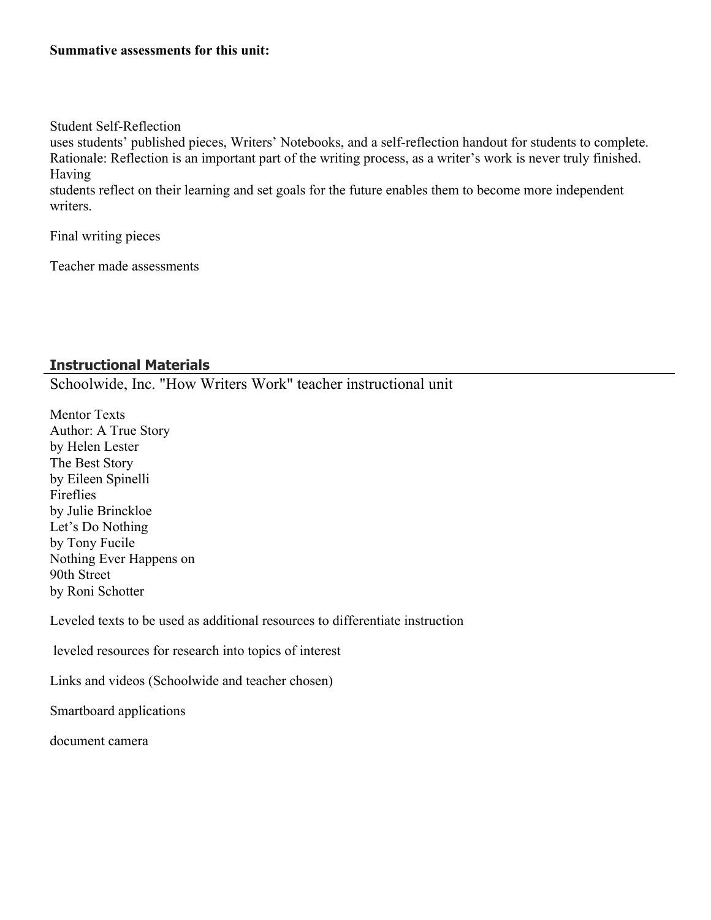**Summative assessments for this unit:**

Student Self-Reflection
uses students' published pieces, Writers' Notebooks, and a self-reflection handout for students to complete.
Rationale: Reflection is an important part of the writing process, as a writer's work is never truly finished. Having
students reflect on their learning and set goals for the future enables them to become more independent writers.

Final writing pieces

Teacher made assessments

## Instructional Materials

Schoolwide, Inc. "How Writers Work" teacher instructional unit

Mentor Texts
Author: A True Story
by Helen Lester
The Best Story
by Eileen Spinelli
Fireflies
by Julie Brinckloe
Let's Do Nothing
by Tony Fucile
Nothing Ever Happens on
90th Street
by Roni Schotter

Leveled texts to be used as additional resources to differentiate instruction

leveled resources for research into topics of interest

Links and videos (Schoolwide and teacher chosen)

Smartboard applications

document camera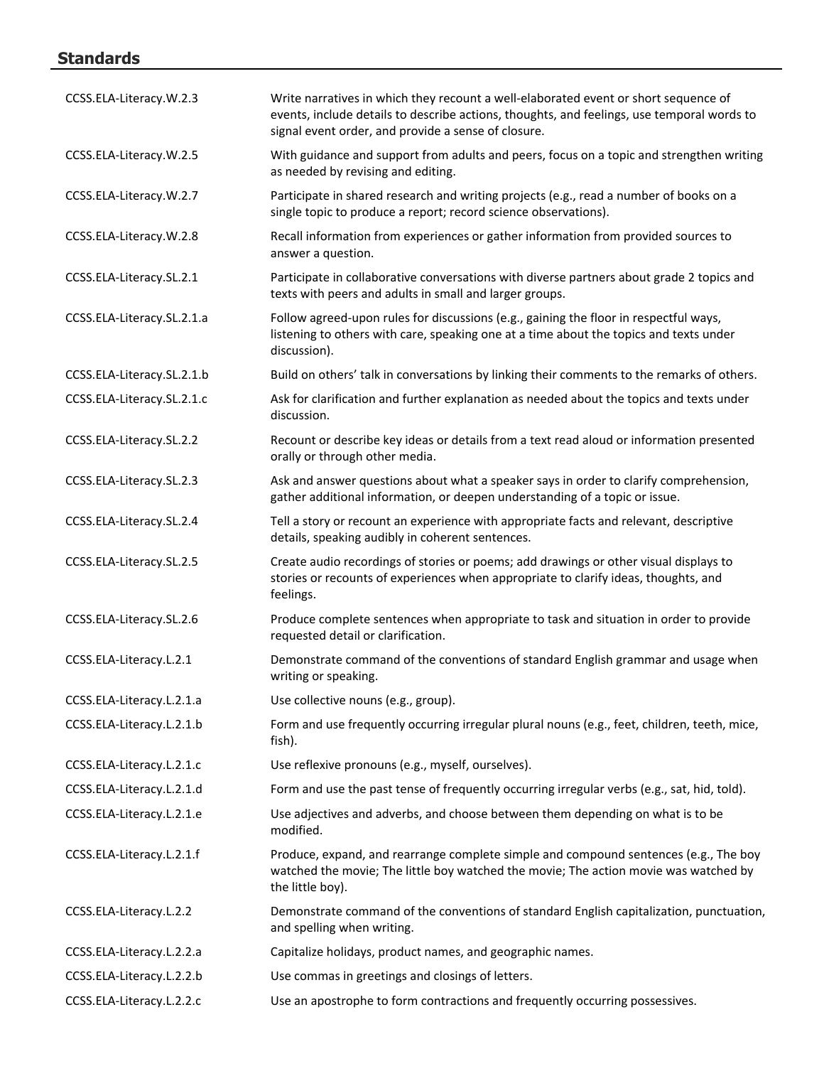## Standards

| | |
|---|---|
| CCSS.ELA-Literacy.W.2.3 | Write narratives in which they recount a well-elaborated event or short sequence of events, include details to describe actions, thoughts, and feelings, use temporal words to signal event order, and provide a sense of closure. |
| CCSS.ELA-Literacy.W.2.5 | With guidance and support from adults and peers, focus on a topic and strengthen writing as needed by revising and editing. |
| CCSS.ELA-Literacy.W.2.7 | Participate in shared research and writing projects (e.g., read a number of books on a single topic to produce a report; record science observations). |
| CCSS.ELA-Literacy.W.2.8 | Recall information from experiences or gather information from provided sources to answer a question. |
| CCSS.ELA-Literacy.SL.2.1 | Participate in collaborative conversations with diverse partners about grade 2 topics and texts with peers and adults in small and larger groups. |
| CCSS.ELA-Literacy.SL.2.1.a | Follow agreed-upon rules for discussions (e.g., gaining the floor in respectful ways, listening to others with care, speaking one at a time about the topics and texts under discussion). |
| CCSS.ELA-Literacy.SL.2.1.b | Build on others' talk in conversations by linking their comments to the remarks of others. |
| CCSS.ELA-Literacy.SL.2.1.c | Ask for clarification and further explanation as needed about the topics and texts under discussion. |
| CCSS.ELA-Literacy.SL.2.2 | Recount or describe key ideas or details from a text read aloud or information presented orally or through other media. |
| CCSS.ELA-Literacy.SL.2.3 | Ask and answer questions about what a speaker says in order to clarify comprehension, gather additional information, or deepen understanding of a topic or issue. |
| CCSS.ELA-Literacy.SL.2.4 | Tell a story or recount an experience with appropriate facts and relevant, descriptive details, speaking audibly in coherent sentences. |
| CCSS.ELA-Literacy.SL.2.5 | Create audio recordings of stories or poems; add drawings or other visual displays to stories or recounts of experiences when appropriate to clarify ideas, thoughts, and feelings. |
| CCSS.ELA-Literacy.SL.2.6 | Produce complete sentences when appropriate to task and situation in order to provide requested detail or clarification. |
| CCSS.ELA-Literacy.L.2.1 | Demonstrate command of the conventions of standard English grammar and usage when writing or speaking. |
| CCSS.ELA-Literacy.L.2.1.a | Use collective nouns (e.g., group). |
| CCSS.ELA-Literacy.L.2.1.b | Form and use frequently occurring irregular plural nouns (e.g., feet, children, teeth, mice, fish). |
| CCSS.ELA-Literacy.L.2.1.c | Use reflexive pronouns (e.g., myself, ourselves). |
| CCSS.ELA-Literacy.L.2.1.d | Form and use the past tense of frequently occurring irregular verbs (e.g., sat, hid, told). |
| CCSS.ELA-Literacy.L.2.1.e | Use adjectives and adverbs, and choose between them depending on what is to be modified. |
| CCSS.ELA-Literacy.L.2.1.f | Produce, expand, and rearrange complete simple and compound sentences (e.g., The boy watched the movie; The little boy watched the movie; The action movie was watched by the little boy). |
| CCSS.ELA-Literacy.L.2.2 | Demonstrate command of the conventions of standard English capitalization, punctuation, and spelling when writing. |
| CCSS.ELA-Literacy.L.2.2.a | Capitalize holidays, product names, and geographic names. |
| CCSS.ELA-Literacy.L.2.2.b | Use commas in greetings and closings of letters. |
| CCSS.ELA-Literacy.L.2.2.c | Use an apostrophe to form contractions and frequently occurring possessives. |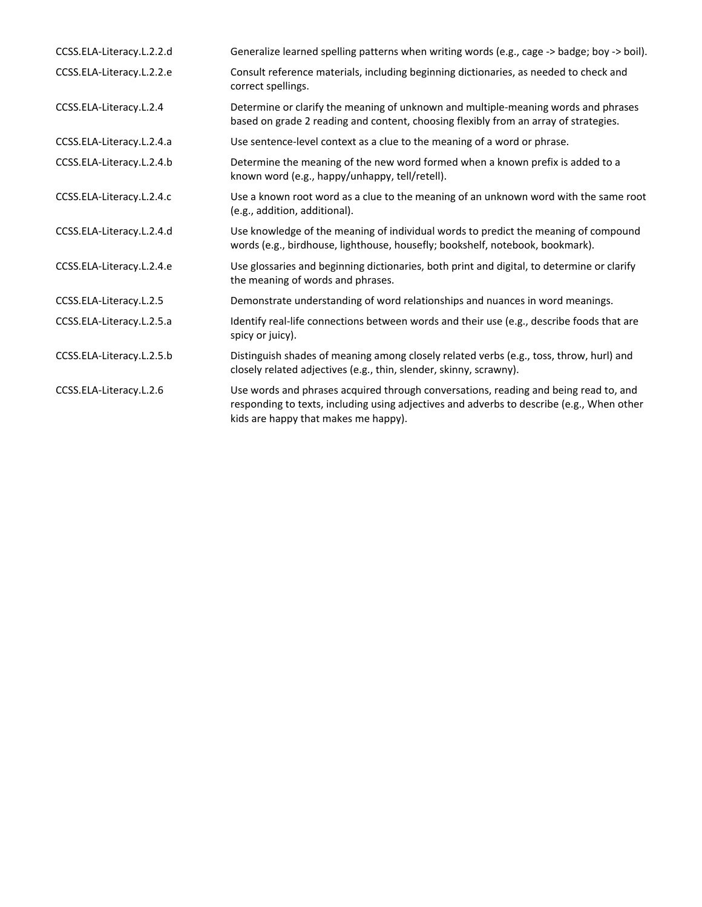| | |
|---|---|
| CCSS.ELA-Literacy.L.2.2.d | Generalize learned spelling patterns when writing words (e.g., cage -> badge; boy -> boil). |
| CCSS.ELA-Literacy.L.2.2.e | Consult reference materials, including beginning dictionaries, as needed to check and correct spellings. |
| CCSS.ELA-Literacy.L.2.4 | Determine or clarify the meaning of unknown and multiple-meaning words and phrases based on grade 2 reading and content, choosing flexibly from an array of strategies. |
| CCSS.ELA-Literacy.L.2.4.a | Use sentence-level context as a clue to the meaning of a word or phrase. |
| CCSS.ELA-Literacy.L.2.4.b | Determine the meaning of the new word formed when a known prefix is added to a known word (e.g., happy/unhappy, tell/retell). |
| CCSS.ELA-Literacy.L.2.4.c | Use a known root word as a clue to the meaning of an unknown word with the same root (e.g., addition, additional). |
| CCSS.ELA-Literacy.L.2.4.d | Use knowledge of the meaning of individual words to predict the meaning of compound words (e.g., birdhouse, lighthouse, housefly; bookshelf, notebook, bookmark). |
| CCSS.ELA-Literacy.L.2.4.e | Use glossaries and beginning dictionaries, both print and digital, to determine or clarify the meaning of words and phrases. |
| CCSS.ELA-Literacy.L.2.5 | Demonstrate understanding of word relationships and nuances in word meanings. |
| CCSS.ELA-Literacy.L.2.5.a | Identify real-life connections between words and their use (e.g., describe foods that are spicy or juicy). |
| CCSS.ELA-Literacy.L.2.5.b | Distinguish shades of meaning among closely related verbs (e.g., toss, throw, hurl) and closely related adjectives (e.g., thin, slender, skinny, scrawny). |
| CCSS.ELA-Literacy.L.2.6 | Use words and phrases acquired through conversations, reading and being read to, and responding to texts, including using adjectives and adverbs to describe (e.g., When other kids are happy that makes me happy). |